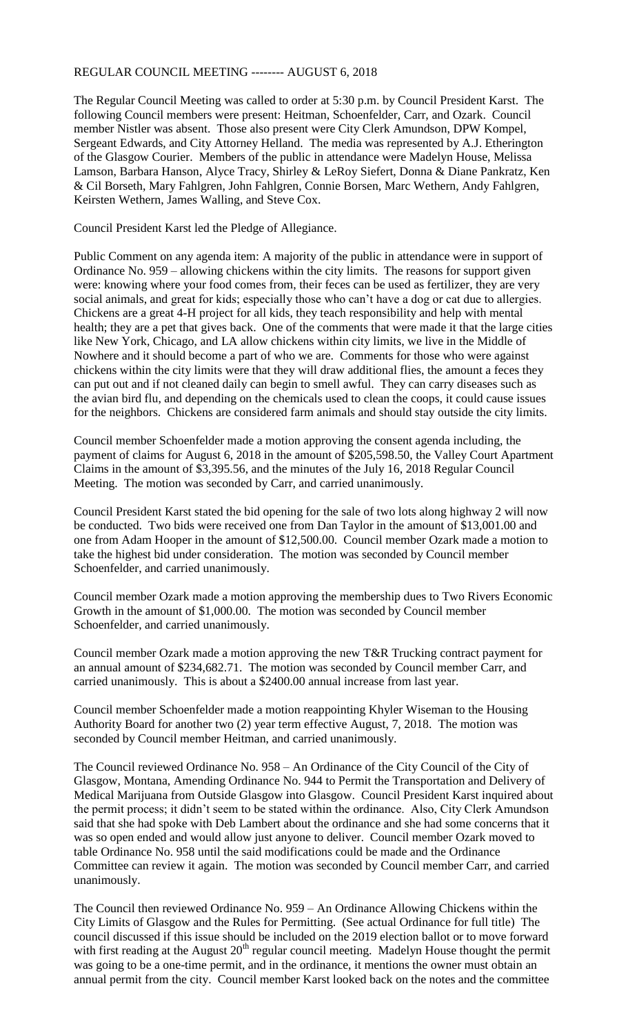# REGULAR COUNCIL MEETING -------- AUGUST 6, 2018

The Regular Council Meeting was called to order at 5:30 p.m. by Council President Karst. The following Council members were present: Heitman, Schoenfelder, Carr, and Ozark. Council member Nistler was absent. Those also present were City Clerk Amundson, DPW Kompel, Sergeant Edwards, and City Attorney Helland. The media was represented by A.J. Etherington of the Glasgow Courier. Members of the public in attendance were Madelyn House, Melissa Lamson, Barbara Hanson, Alyce Tracy, Shirley & LeRoy Siefert, Donna & Diane Pankratz, Ken & Cil Borseth, Mary Fahlgren, John Fahlgren, Connie Borsen, Marc Wethern, Andy Fahlgren, Keirsten Wethern, James Walling, and Steve Cox.

Council President Karst led the Pledge of Allegiance.

Public Comment on any agenda item: A majority of the public in attendance were in support of Ordinance No. 959 – allowing chickens within the city limits. The reasons for support given were: knowing where your food comes from, their feces can be used as fertilizer, they are very social animals, and great for kids; especially those who can't have a dog or cat due to allergies. Chickens are a great 4-H project for all kids, they teach responsibility and help with mental health; they are a pet that gives back. One of the comments that were made it that the large cities like New York, Chicago, and LA allow chickens within city limits, we live in the Middle of Nowhere and it should become a part of who we are. Comments for those who were against chickens within the city limits were that they will draw additional flies, the amount a feces they can put out and if not cleaned daily can begin to smell awful. They can carry diseases such as the avian bird flu, and depending on the chemicals used to clean the coops, it could cause issues for the neighbors. Chickens are considered farm animals and should stay outside the city limits.

Council member Schoenfelder made a motion approving the consent agenda including, the payment of claims for August 6, 2018 in the amount of $205,598.50, the Valley Court Apartment Claims in the amount of $3,395.56, and the minutes of the July 16, 2018 Regular Council Meeting. The motion was seconded by Carr, and carried unanimously.

Council President Karst stated the bid opening for the sale of two lots along highway 2 will now be conducted. Two bids were received one from Dan Taylor in the amount of $13,001.00 and one from Adam Hooper in the amount of $12,500.00. Council member Ozark made a motion to take the highest bid under consideration. The motion was seconded by Council member Schoenfelder, and carried unanimously.

Council member Ozark made a motion approving the membership dues to Two Rivers Economic Growth in the amount of $1,000.00. The motion was seconded by Council member Schoenfelder, and carried unanimously.

Council member Ozark made a motion approving the new T&R Trucking contract payment for an annual amount of $234,682.71. The motion was seconded by Council member Carr, and carried unanimously. This is about a $2400.00 annual increase from last year.

Council member Schoenfelder made a motion reappointing Khyler Wiseman to the Housing Authority Board for another two (2) year term effective August, 7, 2018. The motion was seconded by Council member Heitman, and carried unanimously.

The Council reviewed Ordinance No. 958 – An Ordinance of the City Council of the City of Glasgow, Montana, Amending Ordinance No. 944 to Permit the Transportation and Delivery of Medical Marijuana from Outside Glasgow into Glasgow. Council President Karst inquired about the permit process; it didn't seem to be stated within the ordinance. Also, City Clerk Amundson said that she had spoke with Deb Lambert about the ordinance and she had some concerns that it was so open ended and would allow just anyone to deliver. Council member Ozark moved to table Ordinance No. 958 until the said modifications could be made and the Ordinance Committee can review it again. The motion was seconded by Council member Carr, and carried unanimously.

The Council then reviewed Ordinance No. 959 – An Ordinance Allowing Chickens within the City Limits of Glasgow and the Rules for Permitting. (See actual Ordinance for full title) The council discussed if this issue should be included on the 2019 election ballot or to move forward with first reading at the August 20th regular council meeting. Madelyn House thought the permit was going to be a one-time permit, and in the ordinance, it mentions the owner must obtain an annual permit from the city. Council member Karst looked back on the notes and the committee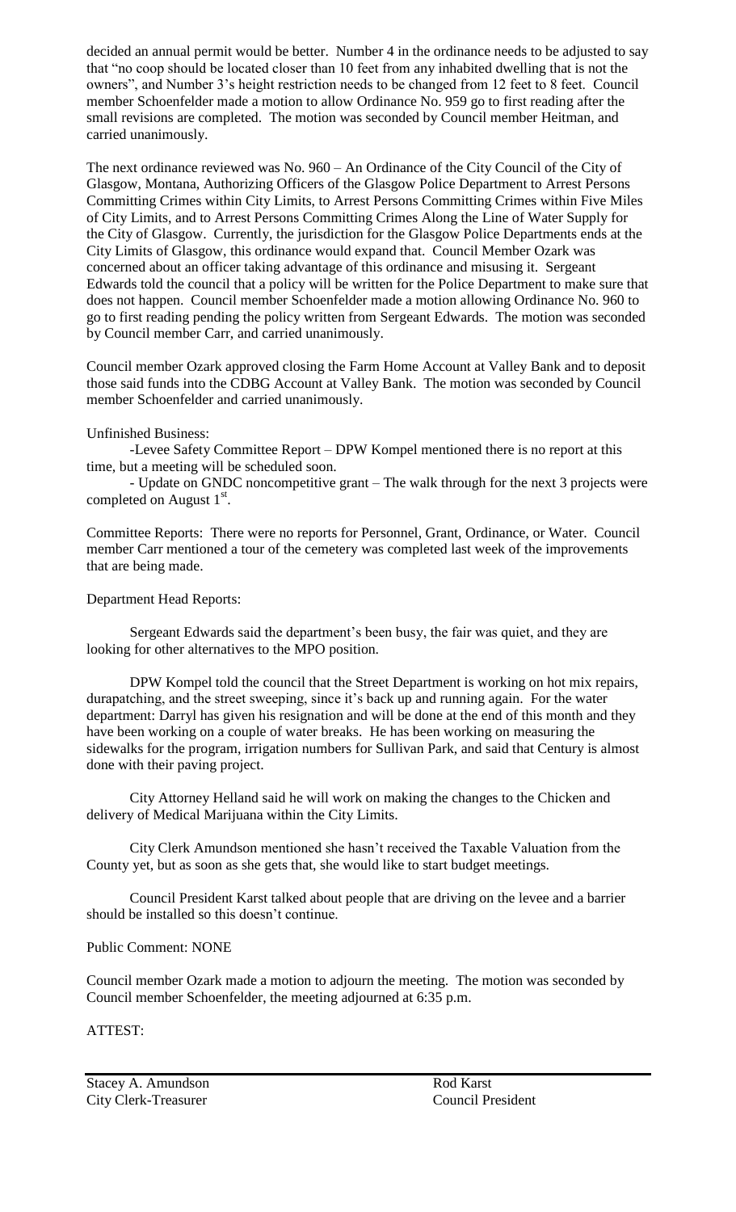decided an annual permit would be better. Number 4 in the ordinance needs to be adjusted to say that "no coop should be located closer than 10 feet from any inhabited dwelling that is not the owners", and Number 3's height restriction needs to be changed from 12 feet to 8 feet. Council member Schoenfelder made a motion to allow Ordinance No. 959 go to first reading after the small revisions are completed. The motion was seconded by Council member Heitman, and carried unanimously.

The next ordinance reviewed was No. 960 – An Ordinance of the City Council of the City of Glasgow, Montana, Authorizing Officers of the Glasgow Police Department to Arrest Persons Committing Crimes within City Limits, to Arrest Persons Committing Crimes within Five Miles of City Limits, and to Arrest Persons Committing Crimes Along the Line of Water Supply for the City of Glasgow. Currently, the jurisdiction for the Glasgow Police Departments ends at the City Limits of Glasgow, this ordinance would expand that. Council Member Ozark was concerned about an officer taking advantage of this ordinance and misusing it. Sergeant Edwards told the council that a policy will be written for the Police Department to make sure that does not happen. Council member Schoenfelder made a motion allowing Ordinance No. 960 to go to first reading pending the policy written from Sergeant Edwards. The motion was seconded by Council member Carr, and carried unanimously.

Council member Ozark approved closing the Farm Home Account at Valley Bank and to deposit those said funds into the CDBG Account at Valley Bank. The motion was seconded by Council member Schoenfelder and carried unanimously.

Unfinished Business:

-Levee Safety Committee Report – DPW Kompel mentioned there is no report at this time, but a meeting will be scheduled soon.

- Update on GNDC noncompetitive grant – The walk through for the next 3 projects were completed on August 1st.

Committee Reports: There were no reports for Personnel, Grant, Ordinance, or Water. Council member Carr mentioned a tour of the cemetery was completed last week of the improvements that are being made.

Department Head Reports:

Sergeant Edwards said the department's been busy, the fair was quiet, and they are looking for other alternatives to the MPO position.

DPW Kompel told the council that the Street Department is working on hot mix repairs, durapatching, and the street sweeping, since it's back up and running again. For the water department: Darryl has given his resignation and will be done at the end of this month and they have been working on a couple of water breaks. He has been working on measuring the sidewalks for the program, irrigation numbers for Sullivan Park, and said that Century is almost done with their paving project.

City Attorney Helland said he will work on making the changes to the Chicken and delivery of Medical Marijuana within the City Limits.

City Clerk Amundson mentioned she hasn't received the Taxable Valuation from the County yet, but as soon as she gets that, she would like to start budget meetings.

Council President Karst talked about people that are driving on the levee and a barrier should be installed so this doesn't continue.

Public Comment: NONE

Council member Ozark made a motion to adjourn the meeting. The motion was seconded by Council member Schoenfelder, the meeting adjourned at 6:35 p.m.

ATTEST:

Stacey A. Amundson
City Clerk-Treasurer

Rod Karst
Council President